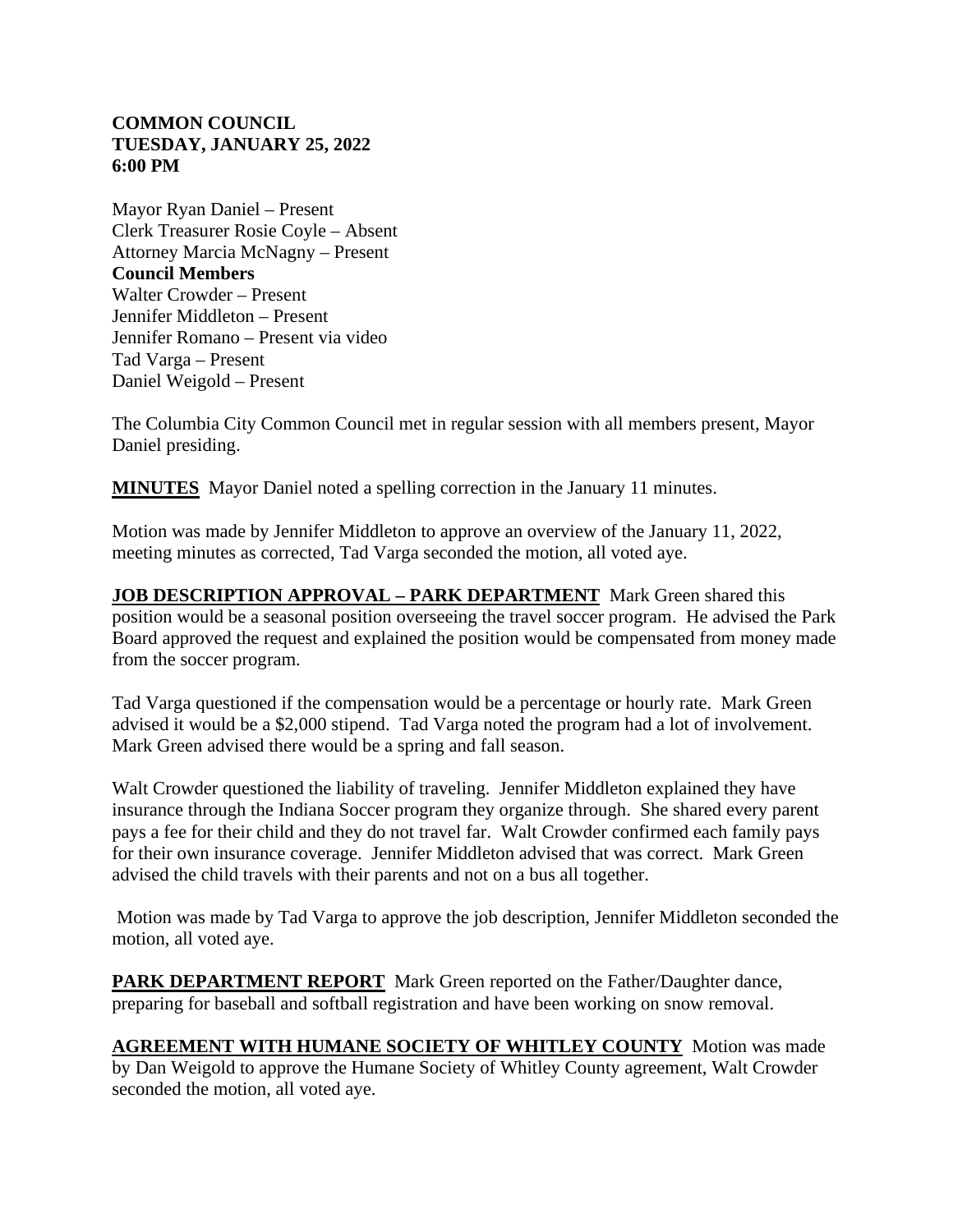**COMMON COUNCIL**
**TUESDAY, JANUARY 25, 2022**
**6:00 PM**

Mayor Ryan Daniel – Present
Clerk Treasurer Rosie Coyle – Absent
Attorney Marcia McNagny – Present
**Council Members**
Walter Crowder – Present
Jennifer Middleton – Present
Jennifer Romano – Present via video
Tad Varga – Present
Daniel Weigold – Present

The Columbia City Common Council met in regular session with all members present, Mayor Daniel presiding.

**MINUTES** Mayor Daniel noted a spelling correction in the January 11 minutes.

Motion was made by Jennifer Middleton to approve an overview of the January 11, 2022, meeting minutes as corrected, Tad Varga seconded the motion, all voted aye.

**JOB DESCRIPTION APPROVAL – PARK DEPARTMENT** Mark Green shared this position would be a seasonal position overseeing the travel soccer program. He advised the Park Board approved the request and explained the position would be compensated from money made from the soccer program.

Tad Varga questioned if the compensation would be a percentage or hourly rate. Mark Green advised it would be a $2,000 stipend. Tad Varga noted the program had a lot of involvement. Mark Green advised there would be a spring and fall season.

Walt Crowder questioned the liability of traveling. Jennifer Middleton explained they have insurance through the Indiana Soccer program they organize through. She shared every parent pays a fee for their child and they do not travel far. Walt Crowder confirmed each family pays for their own insurance coverage. Jennifer Middleton advised that was correct. Mark Green advised the child travels with their parents and not on a bus all together.

Motion was made by Tad Varga to approve the job description, Jennifer Middleton seconded the motion, all voted aye.

**PARK DEPARTMENT REPORT** Mark Green reported on the Father/Daughter dance, preparing for baseball and softball registration and have been working on snow removal.

**AGREEMENT WITH HUMANE SOCIETY OF WHITLEY COUNTY** Motion was made by Dan Weigold to approve the Humane Society of Whitley County agreement, Walt Crowder seconded the motion, all voted aye.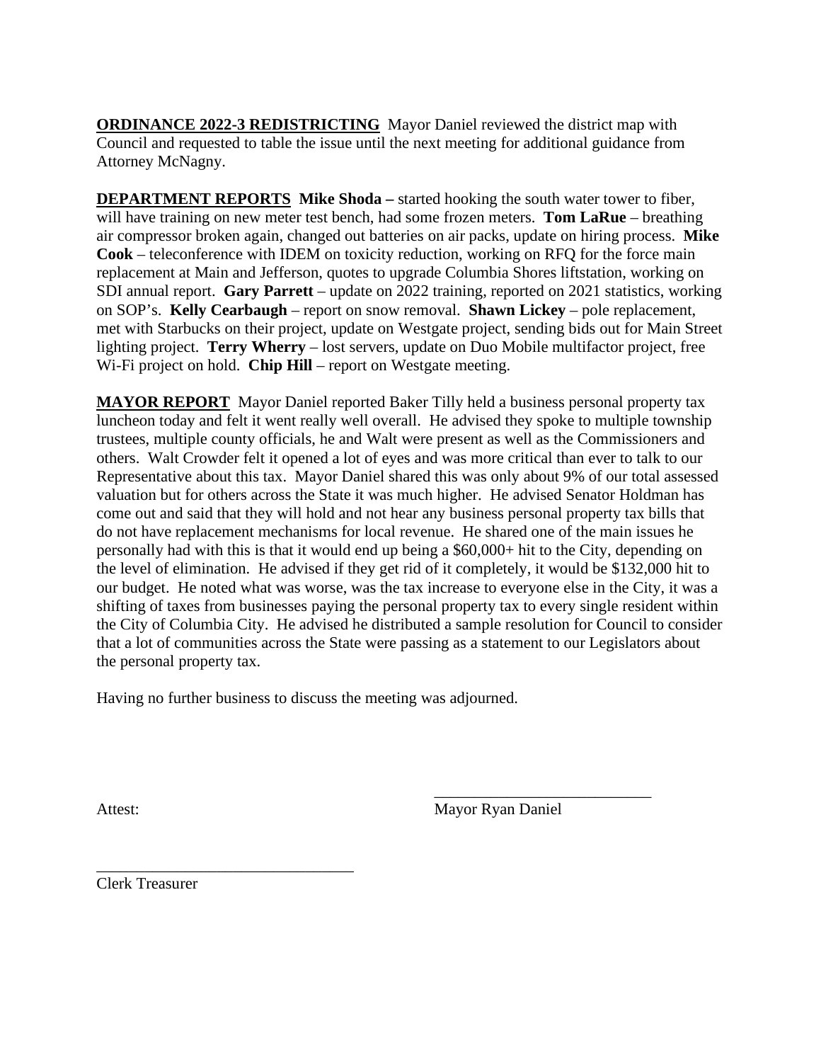**ORDINANCE 2022-3 REDISTRICTING** Mayor Daniel reviewed the district map with Council and requested to table the issue until the next meeting for additional guidance from Attorney McNagny.

**DEPARTMENT REPORTS** **Mike Shoda –** started hooking the south water tower to fiber, will have training on new meter test bench, had some frozen meters. **Tom LaRue** – breathing air compressor broken again, changed out batteries on air packs, update on hiring process. **Mike Cook** – teleconference with IDEM on toxicity reduction, working on RFQ for the force main replacement at Main and Jefferson, quotes to upgrade Columbia Shores liftstation, working on SDI annual report. **Gary Parrett** – update on 2022 training, reported on 2021 statistics, working on SOP's. **Kelly Cearbaugh** – report on snow removal. **Shawn Lickey** – pole replacement, met with Starbucks on their project, update on Westgate project, sending bids out for Main Street lighting project. **Terry Wherry** – lost servers, update on Duo Mobile multifactor project, free Wi-Fi project on hold. **Chip Hill** – report on Westgate meeting.

**MAYOR REPORT** Mayor Daniel reported Baker Tilly held a business personal property tax luncheon today and felt it went really well overall. He advised they spoke to multiple township trustees, multiple county officials, he and Walt were present as well as the Commissioners and others. Walt Crowder felt it opened a lot of eyes and was more critical than ever to talk to our Representative about this tax. Mayor Daniel shared this was only about 9% of our total assessed valuation but for others across the State it was much higher. He advised Senator Holdman has come out and said that they will hold and not hear any business personal property tax bills that do not have replacement mechanisms for local revenue. He shared one of the main issues he personally had with this is that it would end up being a $60,000+ hit to the City, depending on the level of elimination. He advised if they get rid of it completely, it would be $132,000 hit to our budget. He noted what was worse, was the tax increase to everyone else in the City, it was a shifting of taxes from businesses paying the personal property tax to every single resident within the City of Columbia City. He advised he distributed a sample resolution for Council to consider that a lot of communities across the State were passing as a statement to our Legislators about the personal property tax.

Having no further business to discuss the meeting was adjourned.

Attest: \_\_\_\_\_\_\_\_\_\_\_\_\_\_\_\_\_\_\_\_\_\_\_\_\_\_\_\_
Mayor Ryan Daniel

\_\_\_\_\_\_\_\_\_\_\_\_\_\_\_\_\_\_\_\_\_\_\_\_\_\_\_\_\_\_\_\_\_
Clerk Treasurer